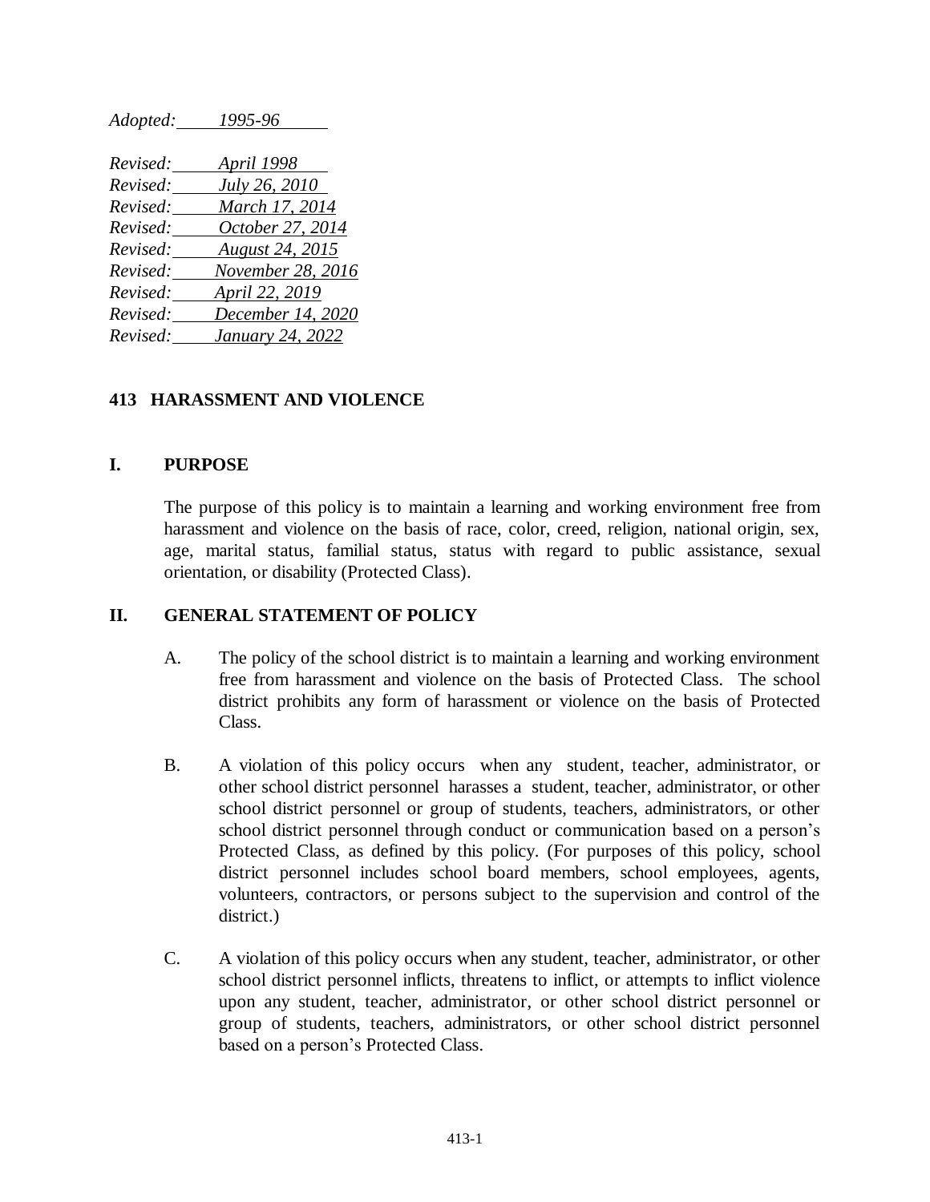*Adopted: 1995-96*

*Revised: April 1998*
*Revised: July 26, 2010*
*Revised: March 17, 2014*
*Revised: October 27, 2014*
*Revised: August 24, 2015*
*Revised: November 28, 2016*
*Revised: April 22, 2019*
*Revised: December 14, 2020*
*Revised: January 24, 2022*

# 413 HARASSMENT AND VIOLENCE

## I. PURPOSE

The purpose of this policy is to maintain a learning and working environment free from harassment and violence on the basis of race, color, creed, religion, national origin, sex, age, marital status, familial status, status with regard to public assistance, sexual orientation, or disability (Protected Class).

## II. GENERAL STATEMENT OF POLICY

A. The policy of the school district is to maintain a learning and working environment free from harassment and violence on the basis of Protected Class. The school district prohibits any form of harassment or violence on the basis of Protected Class.

B. A violation of this policy occurs when any student, teacher, administrator, or other school district personnel harasses a student, teacher, administrator, or other school district personnel or group of students, teachers, administrators, or other school district personnel through conduct or communication based on a person's Protected Class, as defined by this policy. (For purposes of this policy, school district personnel includes school board members, school employees, agents, volunteers, contractors, or persons subject to the supervision and control of the district.)

C. A violation of this policy occurs when any student, teacher, administrator, or other school district personnel inflicts, threatens to inflict, or attempts to inflict violence upon any student, teacher, administrator, or other school district personnel or group of students, teachers, administrators, or other school district personnel based on a person's Protected Class.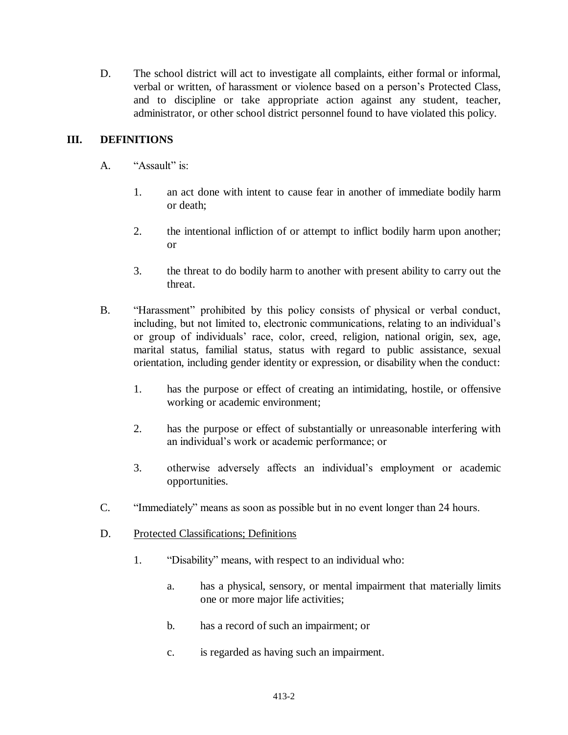D. The school district will act to investigate all complaints, either formal or informal, verbal or written, of harassment or violence based on a person's Protected Class, and to discipline or take appropriate action against any student, teacher, administrator, or other school district personnel found to have violated this policy.

## III. DEFINITIONS

A. "Assault" is:

1. an act done with intent to cause fear in another of immediate bodily harm or death;

2. the intentional infliction of or attempt to inflict bodily harm upon another; or

3. the threat to do bodily harm to another with present ability to carry out the threat.

B. "Harassment" prohibited by this policy consists of physical or verbal conduct, including, but not limited to, electronic communications, relating to an individual's or group of individuals' race, color, creed, religion, national origin, sex, age, marital status, familial status, status with regard to public assistance, sexual orientation, including gender identity or expression, or disability when the conduct:

1. has the purpose or effect of creating an intimidating, hostile, or offensive working or academic environment;

2. has the purpose or effect of substantially or unreasonable interfering with an individual's work or academic performance; or

3. otherwise adversely affects an individual's employment or academic opportunities.

C. "Immediately" means as soon as possible but in no event longer than 24 hours.

D. Protected Classifications; Definitions

1. "Disability" means, with respect to an individual who:

   a. has a physical, sensory, or mental impairment that materially limits one or more major life activities;

   b. has a record of such an impairment; or

   c. is regarded as having such an impairment.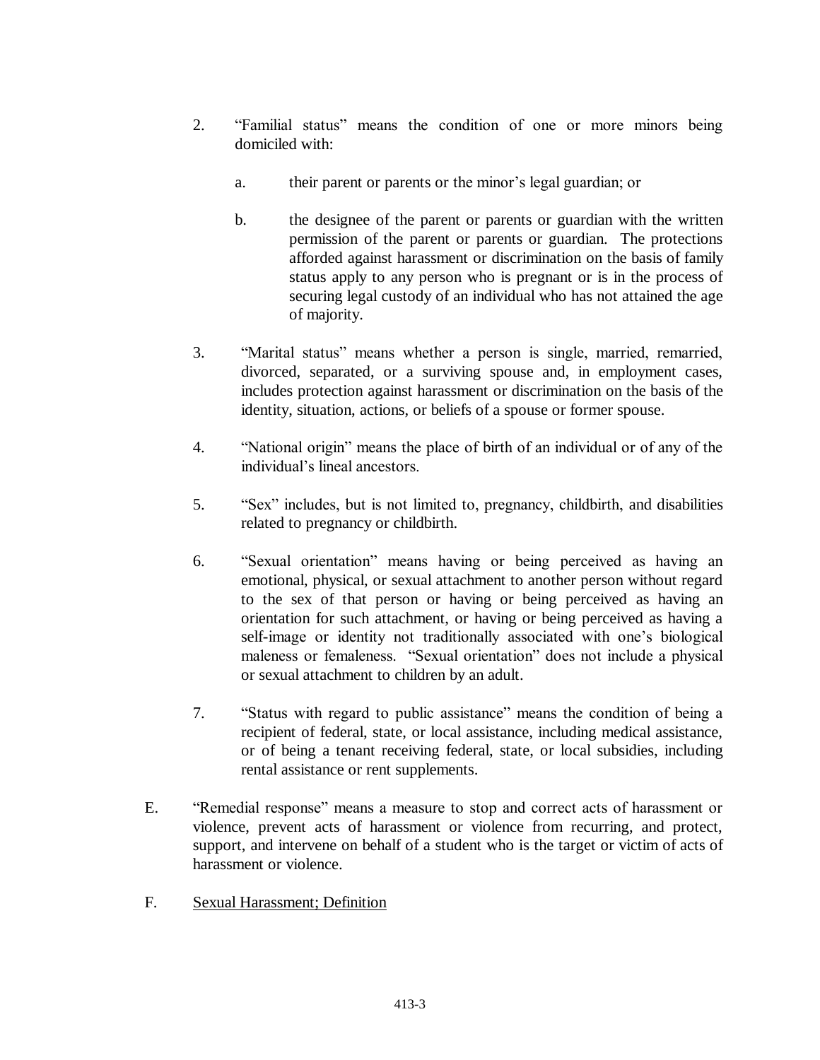2. "Familial status" means the condition of one or more minors being domiciled with:

   a. their parent or parents or the minor's legal guardian; or

   b. the designee of the parent or parents or guardian with the written permission of the parent or parents or guardian. The protections afforded against harassment or discrimination on the basis of family status apply to any person who is pregnant or is in the process of securing legal custody of an individual who has not attained the age of majority.

3. "Marital status" means whether a person is single, married, remarried, divorced, separated, or a surviving spouse and, in employment cases, includes protection against harassment or discrimination on the basis of the identity, situation, actions, or beliefs of a spouse or former spouse.

4. "National origin" means the place of birth of an individual or of any of the individual's lineal ancestors.

5. "Sex" includes, but is not limited to, pregnancy, childbirth, and disabilities related to pregnancy or childbirth.

6. "Sexual orientation" means having or being perceived as having an emotional, physical, or sexual attachment to another person without regard to the sex of that person or having or being perceived as having an orientation for such attachment, or having or being perceived as having a self-image or identity not traditionally associated with one's biological maleness or femaleness. "Sexual orientation" does not include a physical or sexual attachment to children by an adult.

7. "Status with regard to public assistance" means the condition of being a recipient of federal, state, or local assistance, including medical assistance, or of being a tenant receiving federal, state, or local subsidies, including rental assistance or rent supplements.

E. "Remedial response" means a measure to stop and correct acts of harassment or violence, prevent acts of harassment or violence from recurring, and protect, support, and intervene on behalf of a student who is the target or victim of acts of harassment or violence.

F. <u>Sexual Harassment; Definition</u>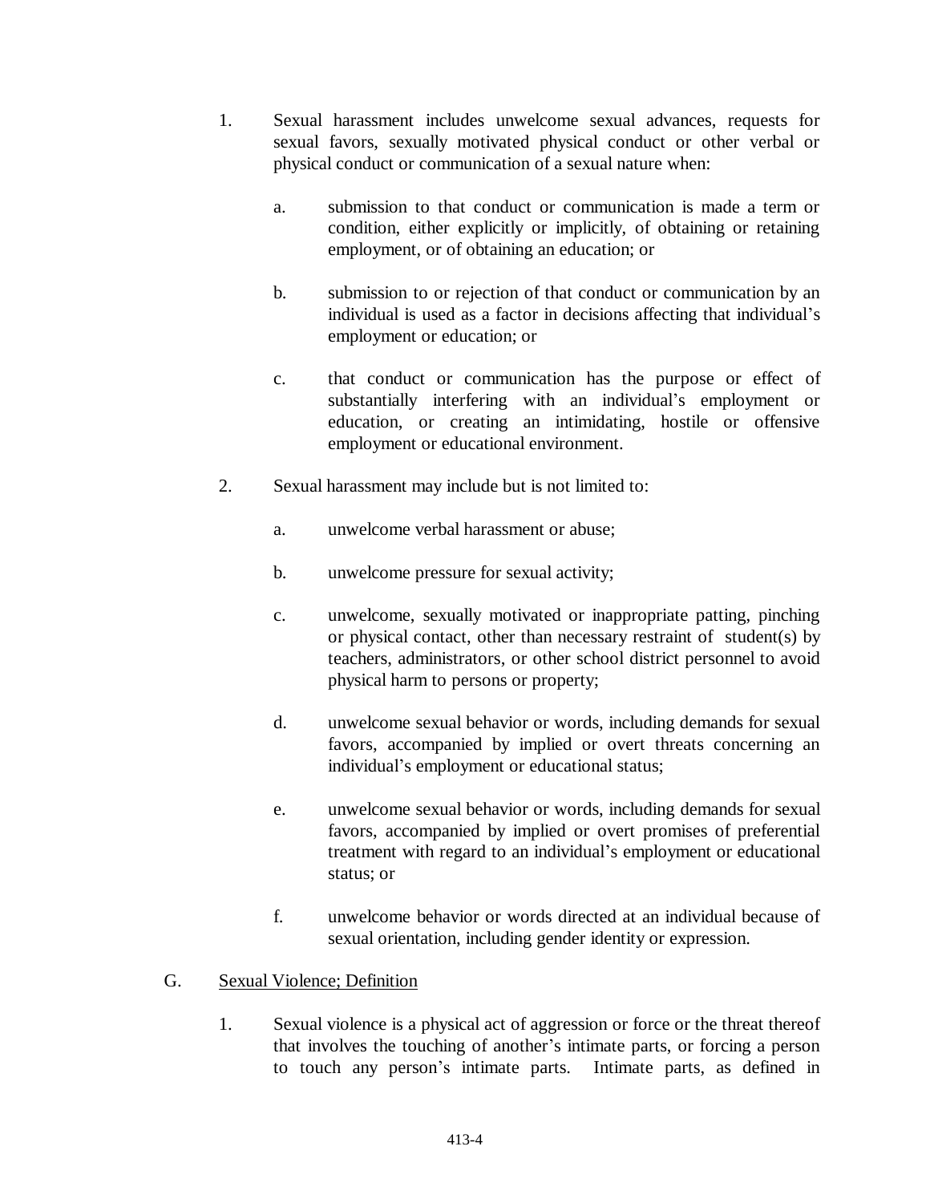1. Sexual harassment includes unwelcome sexual advances, requests for sexual favors, sexually motivated physical conduct or other verbal or physical conduct or communication of a sexual nature when:

   a. submission to that conduct or communication is made a term or condition, either explicitly or implicitly, of obtaining or retaining employment, or of obtaining an education; or

   b. submission to or rejection of that conduct or communication by an individual is used as a factor in decisions affecting that individual's employment or education; or

   c. that conduct or communication has the purpose or effect of substantially interfering with an individual's employment or education, or creating an intimidating, hostile or offensive employment or educational environment.

2. Sexual harassment may include but is not limited to:

   a. unwelcome verbal harassment or abuse;

   b. unwelcome pressure for sexual activity;

   c. unwelcome, sexually motivated or inappropriate patting, pinching or physical contact, other than necessary restraint of student(s) by teachers, administrators, or other school district personnel to avoid physical harm to persons or property;

   d. unwelcome sexual behavior or words, including demands for sexual favors, accompanied by implied or overt threats concerning an individual's employment or educational status;

   e. unwelcome sexual behavior or words, including demands for sexual favors, accompanied by implied or overt promises of preferential treatment with regard to an individual's employment or educational status; or

   f. unwelcome behavior or words directed at an individual because of sexual orientation, including gender identity or expression.

G. <u>Sexual Violence; Definition</u>

1. Sexual violence is a physical act of aggression or force or the threat thereof that involves the touching of another's intimate parts, or forcing a person to touch any person's intimate parts. Intimate parts, as defined in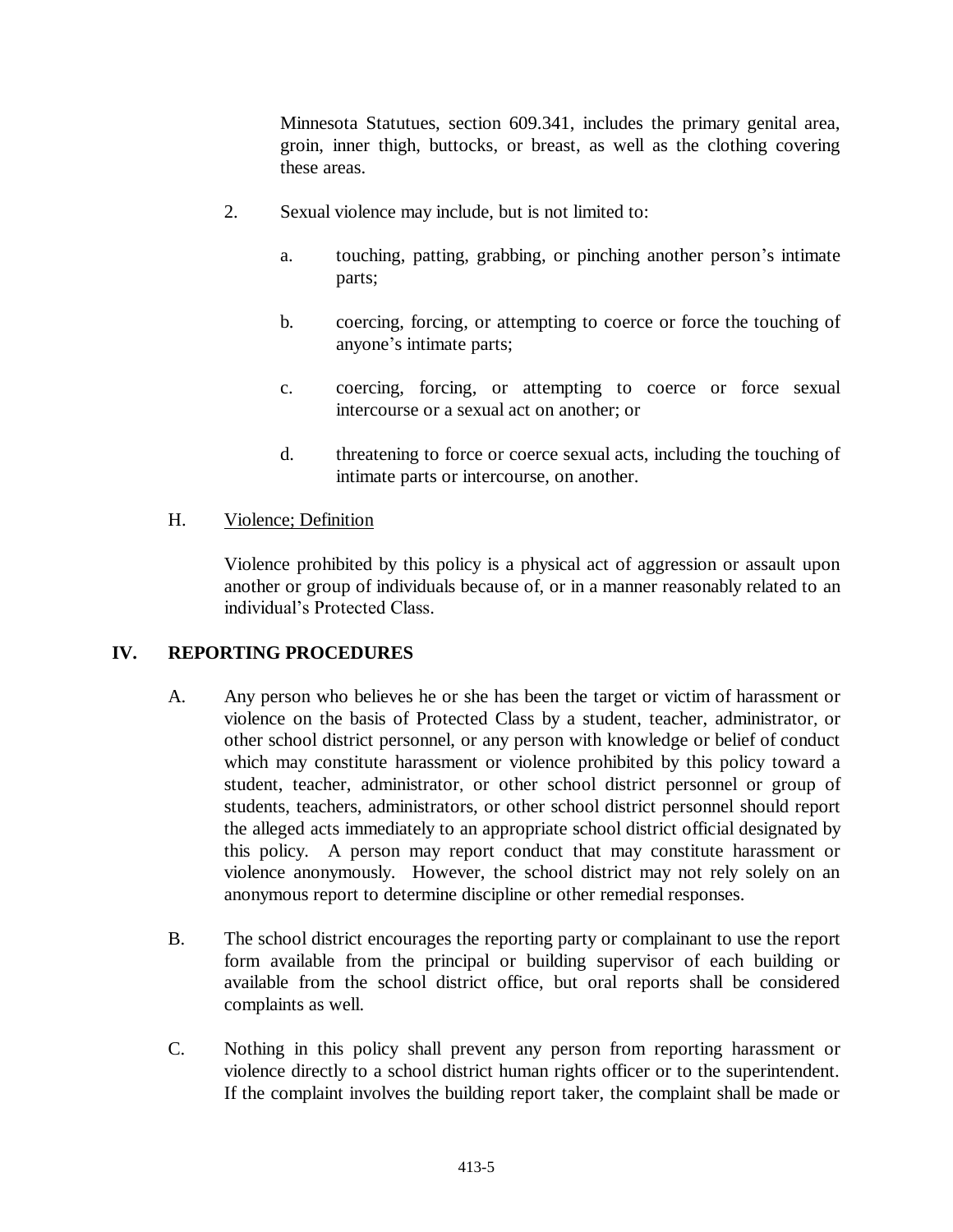Minnesota Statutues, section 609.341, includes the primary genital area, groin, inner thigh, buttocks, or breast, as well as the clothing covering these areas.

2. Sexual violence may include, but is not limited to:

   a. touching, patting, grabbing, or pinching another person's intimate parts;

   b. coercing, forcing, or attempting to coerce or force the touching of anyone's intimate parts;

   c. coercing, forcing, or attempting to coerce or force sexual intercourse or a sexual act on another; or

   d. threatening to force or coerce sexual acts, including the touching of intimate parts or intercourse, on another.

H. Violence; Definition

Violence prohibited by this policy is a physical act of aggression or assault upon another or group of individuals because of, or in a manner reasonably related to an individual's Protected Class.

## IV. REPORTING PROCEDURES

A. Any person who believes he or she has been the target or victim of harassment or violence on the basis of Protected Class by a student, teacher, administrator, or other school district personnel, or any person with knowledge or belief of conduct which may constitute harassment or violence prohibited by this policy toward a student, teacher, administrator, or other school district personnel or group of students, teachers, administrators, or other school district personnel should report the alleged acts immediately to an appropriate school district official designated by this policy. A person may report conduct that may constitute harassment or violence anonymously. However, the school district may not rely solely on an anonymous report to determine discipline or other remedial responses.

B. The school district encourages the reporting party or complainant to use the report form available from the principal or building supervisor of each building or available from the school district office, but oral reports shall be considered complaints as well.

C. Nothing in this policy shall prevent any person from reporting harassment or violence directly to a school district human rights officer or to the superintendent. If the complaint involves the building report taker, the complaint shall be made or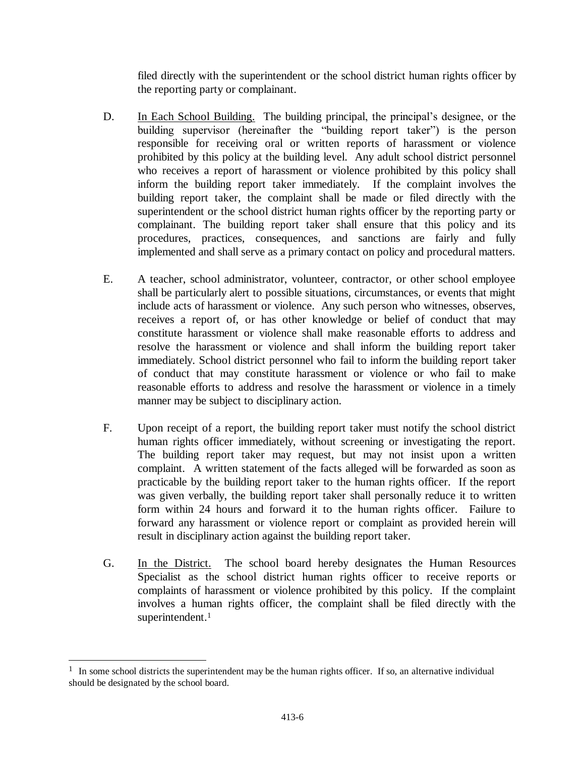filed directly with the superintendent or the school district human rights officer by the reporting party or complainant.

D. In Each School Building. The building principal, the principal's designee, or the building supervisor (hereinafter the "building report taker") is the person responsible for receiving oral or written reports of harassment or violence prohibited by this policy at the building level. Any adult school district personnel who receives a report of harassment or violence prohibited by this policy shall inform the building report taker immediately. If the complaint involves the building report taker, the complaint shall be made or filed directly with the superintendent or the school district human rights officer by the reporting party or complainant. The building report taker shall ensure that this policy and its procedures, practices, consequences, and sanctions are fairly and fully implemented and shall serve as a primary contact on policy and procedural matters.

E. A teacher, school administrator, volunteer, contractor, or other school employee shall be particularly alert to possible situations, circumstances, or events that might include acts of harassment or violence. Any such person who witnesses, observes, receives a report of, or has other knowledge or belief of conduct that may constitute harassment or violence shall make reasonable efforts to address and resolve the harassment or violence and shall inform the building report taker immediately. School district personnel who fail to inform the building report taker of conduct that may constitute harassment or violence or who fail to make reasonable efforts to address and resolve the harassment or violence in a timely manner may be subject to disciplinary action.

F. Upon receipt of a report, the building report taker must notify the school district human rights officer immediately, without screening or investigating the report. The building report taker may request, but may not insist upon a written complaint. A written statement of the facts alleged will be forwarded as soon as practicable by the building report taker to the human rights officer. If the report was given verbally, the building report taker shall personally reduce it to written form within 24 hours and forward it to the human rights officer. Failure to forward any harassment or violence report or complaint as provided herein will result in disciplinary action against the building report taker.

G. In the District. The school board hereby designates the Human Resources Specialist as the school district human rights officer to receive reports or complaints of harassment or violence prohibited by this policy. If the complaint involves a human rights officer, the complaint shall be filed directly with the superintendent.[1]

[1] In some school districts the superintendent may be the human rights officer. If so, an alternative individual should be designated by the school board.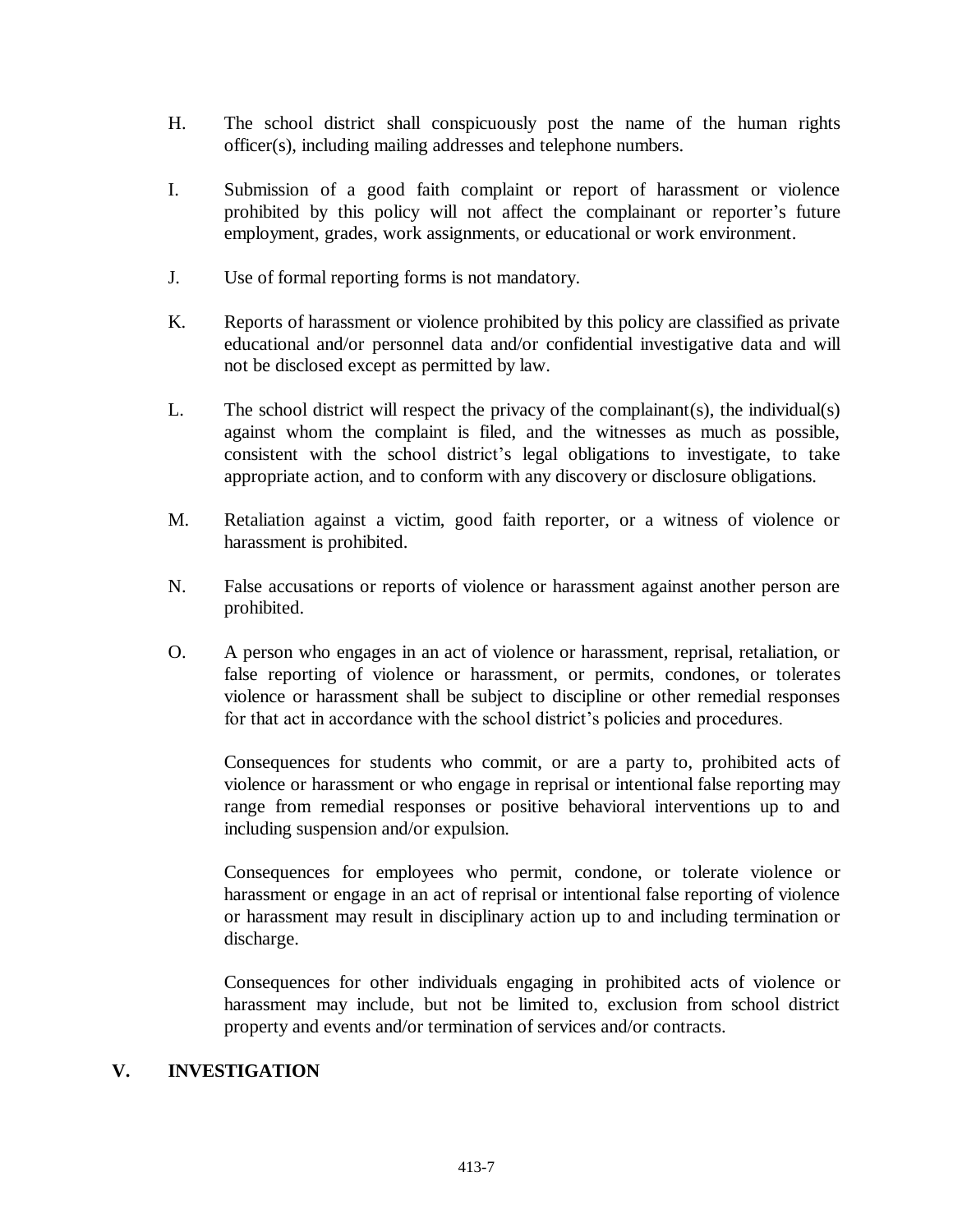H. The school district shall conspicuously post the name of the human rights officer(s), including mailing addresses and telephone numbers.

I. Submission of a good faith complaint or report of harassment or violence prohibited by this policy will not affect the complainant or reporter's future employment, grades, work assignments, or educational or work environment.

J. Use of formal reporting forms is not mandatory.

K. Reports of harassment or violence prohibited by this policy are classified as private educational and/or personnel data and/or confidential investigative data and will not be disclosed except as permitted by law.

L. The school district will respect the privacy of the complainant(s), the individual(s) against whom the complaint is filed, and the witnesses as much as possible, consistent with the school district's legal obligations to investigate, to take appropriate action, and to conform with any discovery or disclosure obligations.

M. Retaliation against a victim, good faith reporter, or a witness of violence or harassment is prohibited.

N. False accusations or reports of violence or harassment against another person are prohibited.

O. A person who engages in an act of violence or harassment, reprisal, retaliation, or false reporting of violence or harassment, or permits, condones, or tolerates violence or harassment shall be subject to discipline or other remedial responses for that act in accordance with the school district's policies and procedures.

   Consequences for students who commit, or are a party to, prohibited acts of violence or harassment or who engage in reprisal or intentional false reporting may range from remedial responses or positive behavioral interventions up to and including suspension and/or expulsion.

   Consequences for employees who permit, condone, or tolerate violence or harassment or engage in an act of reprisal or intentional false reporting of violence or harassment may result in disciplinary action up to and including termination or discharge.

   Consequences for other individuals engaging in prohibited acts of violence or harassment may include, but not be limited to, exclusion from school district property and events and/or termination of services and/or contracts.

## V. INVESTIGATION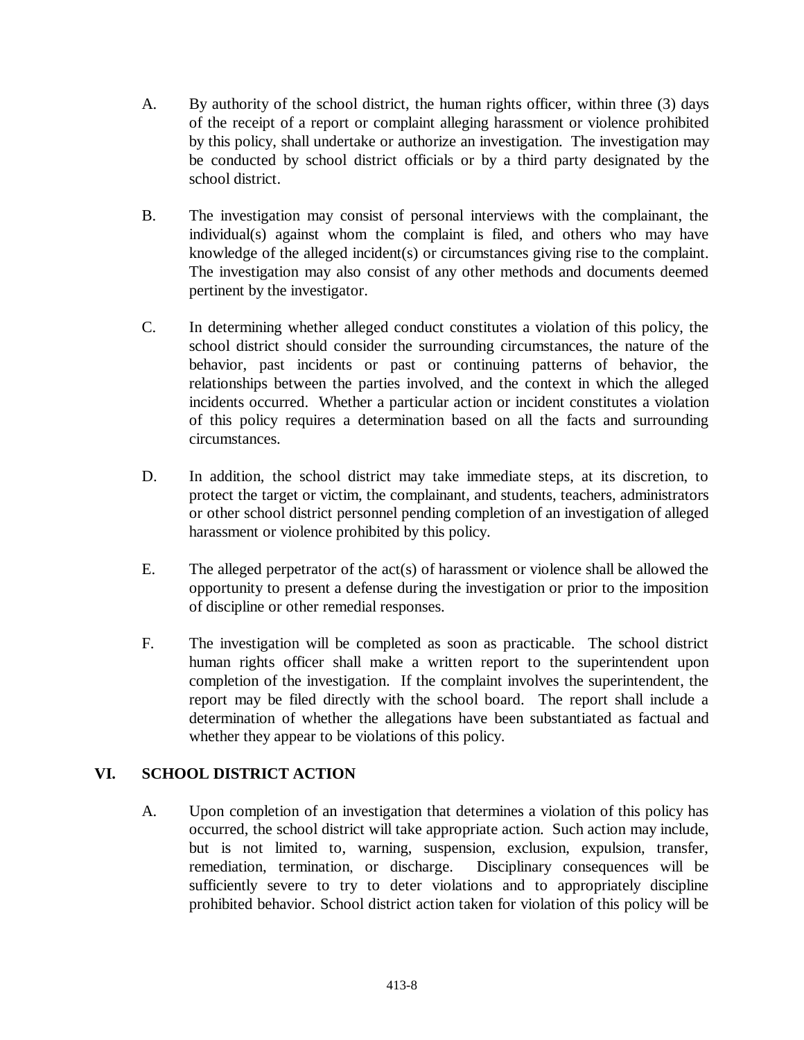A. By authority of the school district, the human rights officer, within three (3) days of the receipt of a report or complaint alleging harassment or violence prohibited by this policy, shall undertake or authorize an investigation. The investigation may be conducted by school district officials or by a third party designated by the school district.

B. The investigation may consist of personal interviews with the complainant, the individual(s) against whom the complaint is filed, and others who may have knowledge of the alleged incident(s) or circumstances giving rise to the complaint. The investigation may also consist of any other methods and documents deemed pertinent by the investigator.

C. In determining whether alleged conduct constitutes a violation of this policy, the school district should consider the surrounding circumstances, the nature of the behavior, past incidents or past or continuing patterns of behavior, the relationships between the parties involved, and the context in which the alleged incidents occurred. Whether a particular action or incident constitutes a violation of this policy requires a determination based on all the facts and surrounding circumstances.

D. In addition, the school district may take immediate steps, at its discretion, to protect the target or victim, the complainant, and students, teachers, administrators or other school district personnel pending completion of an investigation of alleged harassment or violence prohibited by this policy.

E. The alleged perpetrator of the act(s) of harassment or violence shall be allowed the opportunity to present a defense during the investigation or prior to the imposition of discipline or other remedial responses.

F. The investigation will be completed as soon as practicable. The school district human rights officer shall make a written report to the superintendent upon completion of the investigation. If the complaint involves the superintendent, the report may be filed directly with the school board. The report shall include a determination of whether the allegations have been substantiated as factual and whether they appear to be violations of this policy.

## VI. SCHOOL DISTRICT ACTION

A. Upon completion of an investigation that determines a violation of this policy has occurred, the school district will take appropriate action. Such action may include, but is not limited to, warning, suspension, exclusion, expulsion, transfer, remediation, termination, or discharge. Disciplinary consequences will be sufficiently severe to try to deter violations and to appropriately discipline prohibited behavior. School district action taken for violation of this policy will be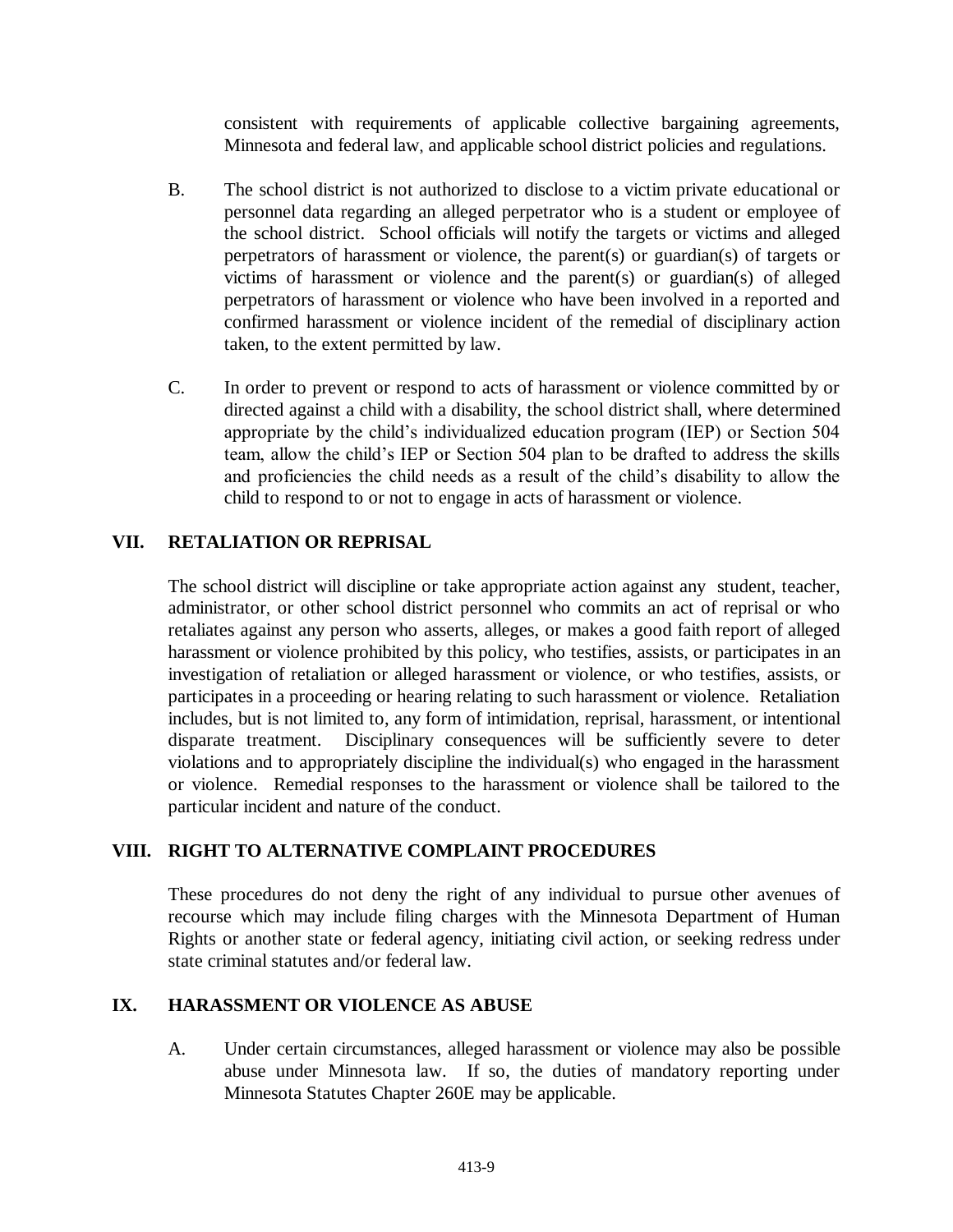consistent with requirements of applicable collective bargaining agreements, Minnesota and federal law, and applicable school district policies and regulations.

B. The school district is not authorized to disclose to a victim private educational or personnel data regarding an alleged perpetrator who is a student or employee of the school district. School officials will notify the targets or victims and alleged perpetrators of harassment or violence, the parent(s) or guardian(s) of targets or victims of harassment or violence and the parent(s) or guardian(s) of alleged perpetrators of harassment or violence who have been involved in a reported and confirmed harassment or violence incident of the remedial of disciplinary action taken, to the extent permitted by law.

C. In order to prevent or respond to acts of harassment or violence committed by or directed against a child with a disability, the school district shall, where determined appropriate by the child's individualized education program (IEP) or Section 504 team, allow the child's IEP or Section 504 plan to be drafted to address the skills and proficiencies the child needs as a result of the child's disability to allow the child to respond to or not to engage in acts of harassment or violence.

## VII. RETALIATION OR REPRISAL

The school district will discipline or take appropriate action against any student, teacher, administrator, or other school district personnel who commits an act of reprisal or who retaliates against any person who asserts, alleges, or makes a good faith report of alleged harassment or violence prohibited by this policy, who testifies, assists, or participates in an investigation of retaliation or alleged harassment or violence, or who testifies, assists, or participates in a proceeding or hearing relating to such harassment or violence. Retaliation includes, but is not limited to, any form of intimidation, reprisal, harassment, or intentional disparate treatment. Disciplinary consequences will be sufficiently severe to deter violations and to appropriately discipline the individual(s) who engaged in the harassment or violence. Remedial responses to the harassment or violence shall be tailored to the particular incident and nature of the conduct.

## VIII. RIGHT TO ALTERNATIVE COMPLAINT PROCEDURES

These procedures do not deny the right of any individual to pursue other avenues of recourse which may include filing charges with the Minnesota Department of Human Rights or another state or federal agency, initiating civil action, or seeking redress under state criminal statutes and/or federal law.

## IX. HARASSMENT OR VIOLENCE AS ABUSE

A. Under certain circumstances, alleged harassment or violence may also be possible abuse under Minnesota law. If so, the duties of mandatory reporting under Minnesota Statutes Chapter 260E may be applicable.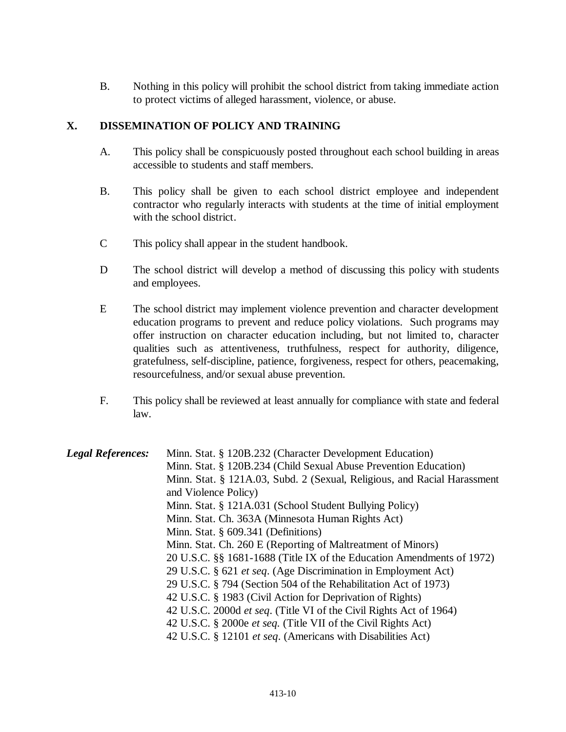B. Nothing in this policy will prohibit the school district from taking immediate action to protect victims of alleged harassment, violence, or abuse.

## X. DISSEMINATION OF POLICY AND TRAINING

A. This policy shall be conspicuously posted throughout each school building in areas accessible to students and staff members.

B. This policy shall be given to each school district employee and independent contractor who regularly interacts with students at the time of initial employment with the school district.

C This policy shall appear in the student handbook.

D The school district will develop a method of discussing this policy with students and employees.

E The school district may implement violence prevention and character development education programs to prevent and reduce policy violations. Such programs may offer instruction on character education including, but not limited to, character qualities such as attentiveness, truthfulness, respect for authority, diligence, gratefulness, self-discipline, patience, forgiveness, respect for others, peacemaking, resourcefulness, and/or sexual abuse prevention.

F. This policy shall be reviewed at least annually for compliance with state and federal law.

***Legal References:***

Minn. Stat. § 120B.232 (Character Development Education)
Minn. Stat. § 120B.234 (Child Sexual Abuse Prevention Education)
Minn. Stat. § 121A.03, Subd. 2 (Sexual, Religious, and Racial Harassment and Violence Policy)
Minn. Stat. § 121A.031 (School Student Bullying Policy)
Minn. Stat. Ch. 363A (Minnesota Human Rights Act)
Minn. Stat. § 609.341 (Definitions)
Minn. Stat. Ch. 260 E (Reporting of Maltreatment of Minors)
20 U.S.C. §§ 1681-1688 (Title IX of the Education Amendments of 1972)
29 U.S.C. § 621 *et seq*. (Age Discrimination in Employment Act)
29 U.S.C. § 794 (Section 504 of the Rehabilitation Act of 1973)
42 U.S.C. § 1983 (Civil Action for Deprivation of Rights)
42 U.S.C. 2000d *et seq*. (Title VI of the Civil Rights Act of 1964)
42 U.S.C. § 2000e *et seq*. (Title VII of the Civil Rights Act)
42 U.S.C. § 12101 *et seq*. (Americans with Disabilities Act)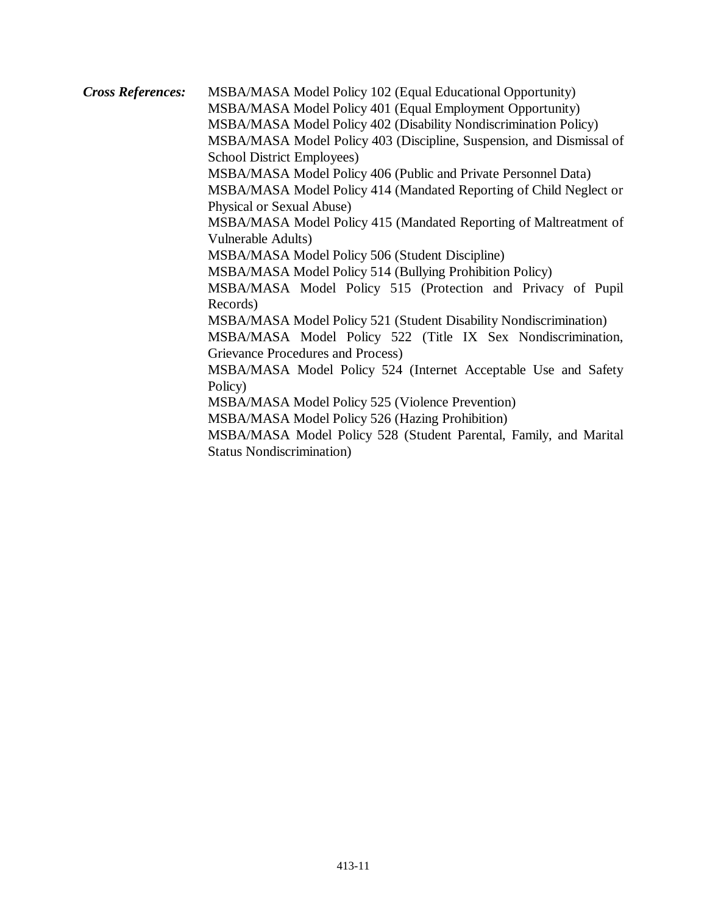***Cross References:*** MSBA/MASA Model Policy 102 (Equal Educational Opportunity)
MSBA/MASA Model Policy 401 (Equal Employment Opportunity)
MSBA/MASA Model Policy 402 (Disability Nondiscrimination Policy)
MSBA/MASA Model Policy 403 (Discipline, Suspension, and Dismissal of School District Employees)
MSBA/MASA Model Policy 406 (Public and Private Personnel Data)
MSBA/MASA Model Policy 414 (Mandated Reporting of Child Neglect or Physical or Sexual Abuse)
MSBA/MASA Model Policy 415 (Mandated Reporting of Maltreatment of Vulnerable Adults)
MSBA/MASA Model Policy 506 (Student Discipline)
MSBA/MASA Model Policy 514 (Bullying Prohibition Policy)
MSBA/MASA Model Policy 515 (Protection and Privacy of Pupil Records)
MSBA/MASA Model Policy 521 (Student Disability Nondiscrimination)
MSBA/MASA Model Policy 522 (Title IX Sex Nondiscrimination, Grievance Procedures and Process)
MSBA/MASA Model Policy 524 (Internet Acceptable Use and Safety Policy)
MSBA/MASA Model Policy 525 (Violence Prevention)
MSBA/MASA Model Policy 526 (Hazing Prohibition)
MSBA/MASA Model Policy 528 (Student Parental, Family, and Marital Status Nondiscrimination)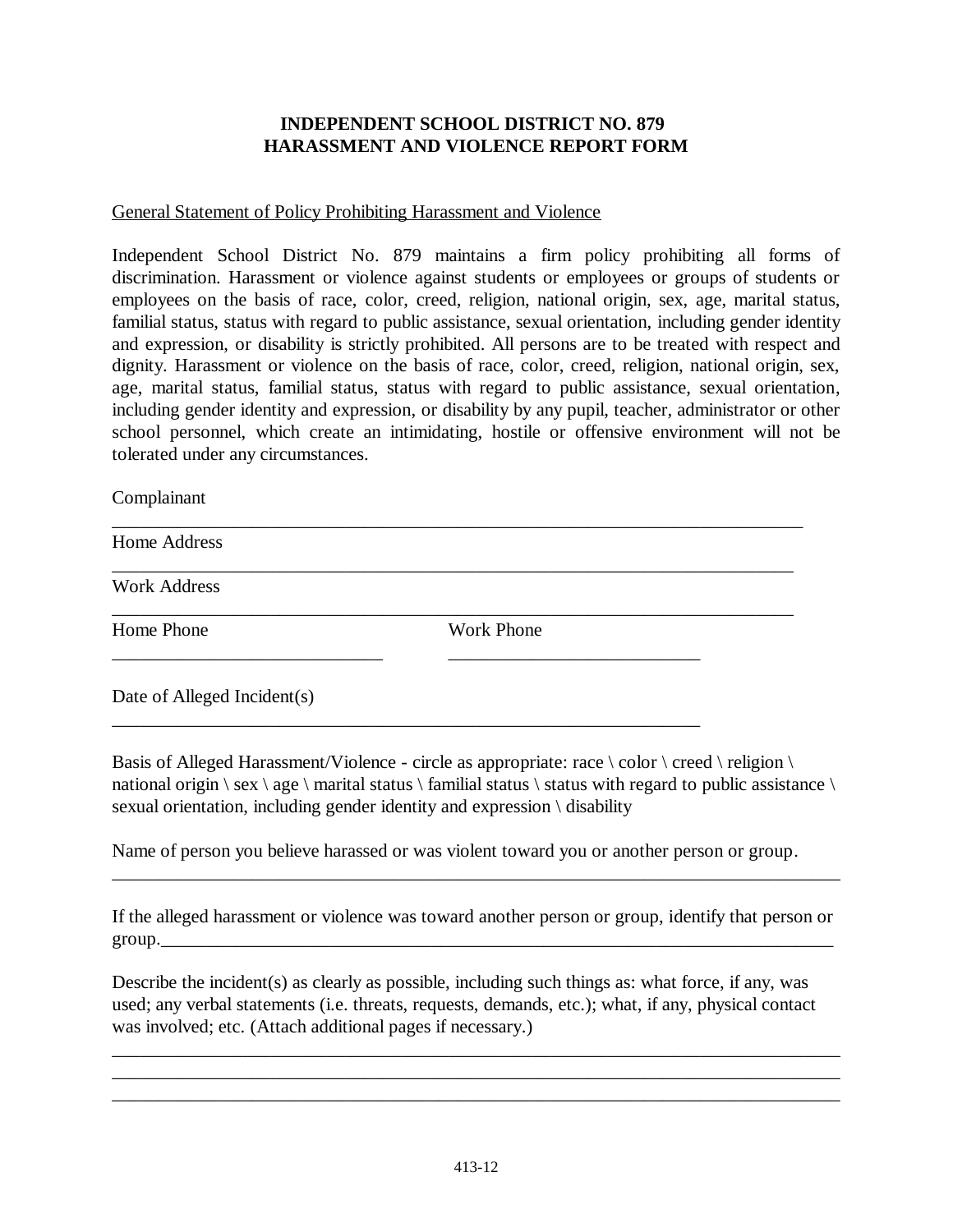# INDEPENDENT SCHOOL DISTRICT NO. 879
# HARASSMENT AND VIOLENCE REPORT FORM

General Statement of Policy Prohibiting Harassment and Violence

Independent School District No. 879 maintains a firm policy prohibiting all forms of discrimination. Harassment or violence against students or employees or groups of students or employees on the basis of race, color, creed, religion, national origin, sex, age, marital status, familial status, status with regard to public assistance, sexual orientation, including gender identity and expression, or disability is strictly prohibited. All persons are to be treated with respect and dignity. Harassment or violence on the basis of race, color, creed, religion, national origin, sex, age, marital status, familial status, status with regard to public assistance, sexual orientation, including gender identity and expression, or disability by any pupil, teacher, administrator or other school personnel, which create an intimidating, hostile or offensive environment will not be tolerated under any circumstances.

Complainant

_______________________________________________________________________________

Home Address

_______________________________________________________________________________

Work Address

_______________________________________________________________________________

Home Phone ______________________________ Work Phone ______________________________

Date of Alleged Incident(s)

_______________________________________________________________________________

Basis of Alleged Harassment/Violence - circle as appropriate: race \ color \ creed \ religion \ national origin \ sex \ age \ marital status \ familial status \ status with regard to public assistance \ sexual orientation, including gender identity and expression \ disability

Name of person you believe harassed or was violent toward you or another person or group.

_______________________________________________________________________________

If the alleged harassment or violence was toward another person or group, identify that person or group.______________________________________________________________________

Describe the incident(s) as clearly as possible, including such things as: what force, if any, was used; any verbal statements (i.e. threats, requests, demands, etc.); what, if any, physical contact was involved; etc. (Attach additional pages if necessary.)

_______________________________________________________________________________
_______________________________________________________________________________
_______________________________________________________________________________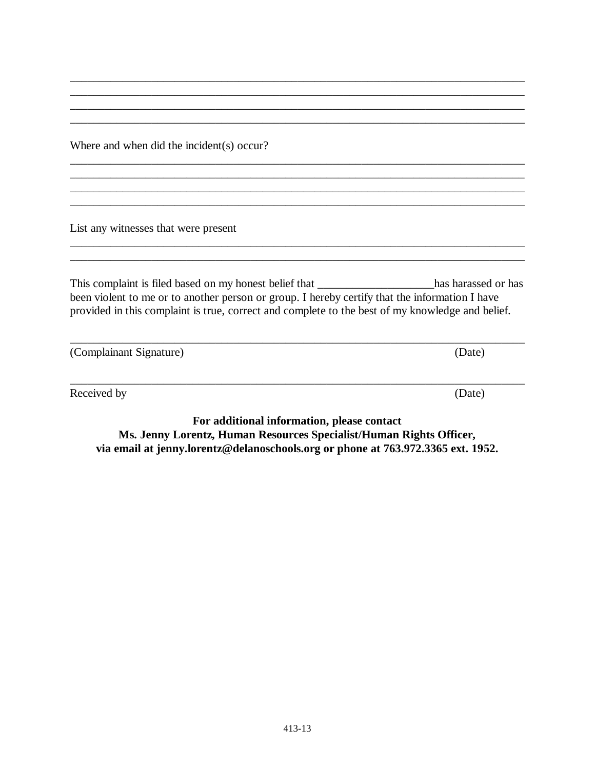________________________________________________________________________________
________________________________________________________________________________
________________________________________________________________________________
________________________________________________________________________________

Where and when did the incident(s) occur?

________________________________________________________________________________
________________________________________________________________________________
________________________________________________________________________________
________________________________________________________________________________

List any witnesses that were present

________________________________________________________________________________
________________________________________________________________________________

This complaint is filed based on my honest belief that ____________________has harassed or has been violent to me or to another person or group. I hereby certify that the information I have provided in this complaint is true, correct and complete to the best of my knowledge and belief.

________________________________________________________________________________
(Complainant Signature) (Date)

________________________________________________________________________________
Received by (Date)

**For additional information, please contact**
**Ms. Jenny Lorentz, Human Resources Specialist/Human Rights Officer,**
**via email at jenny.lorentz@delanoschools.org or phone at 763.972.3365 ext. 1952.**

413-13